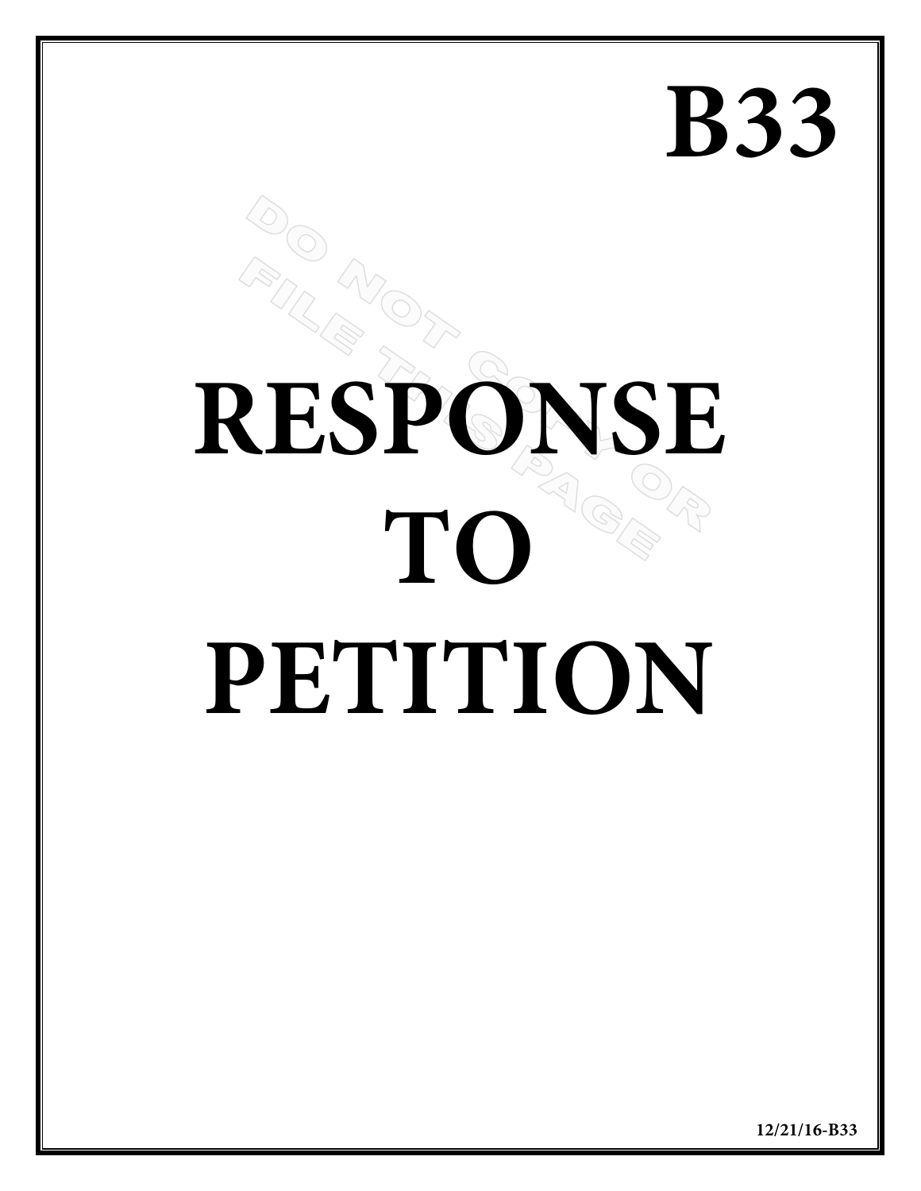# B33

# RESPONSE TO PETITION

12/21/16-B33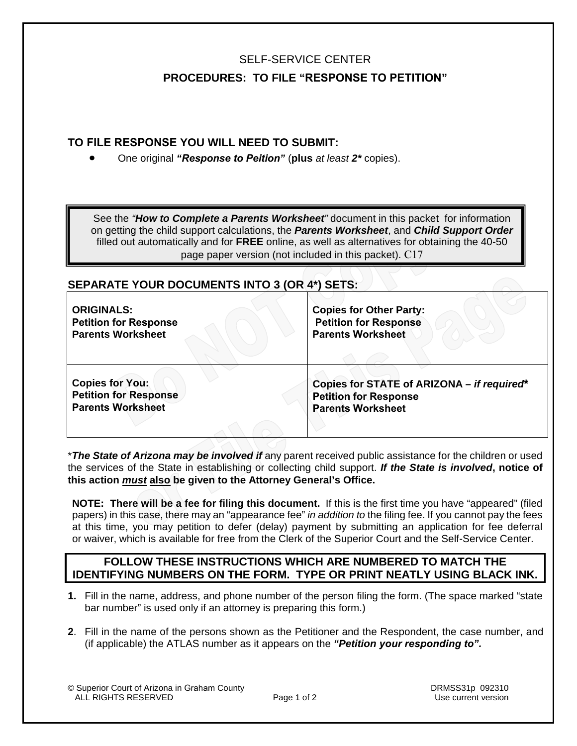SELF-SERVICE CENTER

## PROCEDURES: TO FILE "RESPONSE TO PETITION"

### TO FILE RESPONSE YOU WILL NEED TO SUBMIT:

- One original ***"Response to Peition"*** (**plus** *at least* ***2**** copies).

> See the *"**How to Complete a Parents Worksheet**"* document in this packet for information on getting the child support calculations, the ***Parents Worksheet***, and ***Child Support Order*** filled out automatically and for **FREE** online, as well as alternatives for obtaining the 40-50 page paper version (not included in this packet). C17

### SEPARATE YOUR DOCUMENTS INTO 3 (OR 4*) SETS:

| | |
|---|---|
| **ORIGINALS:**<br>**Petition for Response**<br>**Parents Worksheet** | **Copies for Other Party:**<br>**Petition for Response**<br>**Parents Worksheet** |
| **Copies for You:**<br>**Petition for Response**<br>**Parents Worksheet** | **Copies for STATE of ARIZONA –** ***if required*****<br>**Petition for Response**<br>**Parents Worksheet** |

****The State of Arizona may be involved if*** any parent received public assistance for the children or used the services of the State in establishing or collecting child support. ***If the State is involved*, notice of this action *must* also be given to the Attorney General's Office.**

**NOTE: There will be a fee for filing this document.** If this is the first time you have "appeared" (filed papers) in this case, there may an "appearance fee" *in addition to* the filing fee. If you cannot pay the fees at this time, you may petition to defer (delay) payment by submitting an application for fee deferral or waiver, which is available for free from the Clerk of the Superior Court and the Self-Service Center.

**FOLLOW THESE INSTRUCTIONS WHICH ARE NUMBERED TO MATCH THE IDENTIFYING NUMBERS ON THE FORM. TYPE OR PRINT NEATLY USING BLACK INK.**

1. Fill in the name, address, and phone number of the person filing the form. (The space marked "state bar number" is used only if an attorney is preparing this form.)

2. Fill in the name of the persons shown as the Petitioner and the Respondent, the case number, and (if applicable) the ATLAS number as it appears on the ***"Petition your responding to".***

© Superior Court of Arizona in Graham County
ALL RIGHTS RESERVED

DRMSS31p 092310
Use current version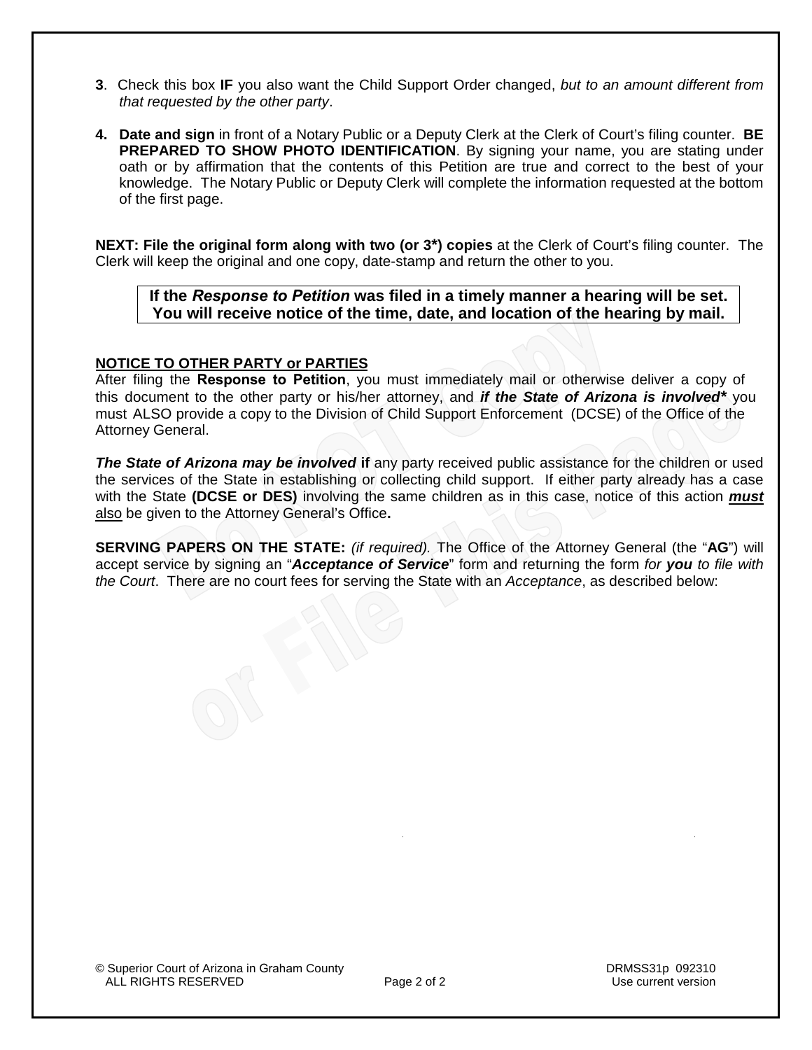**3**. Check this box **IF** you also want the Child Support Order changed, *but to an amount different from that requested by the other party*.

**4. Date and sign** in front of a Notary Public or a Deputy Clerk at the Clerk of Court's filing counter. **BE PREPARED TO SHOW PHOTO IDENTIFICATION**. By signing your name, you are stating under oath or by affirmation that the contents of this Petition are true and correct to the best of your knowledge. The Notary Public or Deputy Clerk will complete the information requested at the bottom of the first page.

**NEXT: File the original form along with two (or 3*) copies** at the Clerk of Court's filing counter. The Clerk will keep the original and one copy, date-stamp and return the other to you.

**If the *Response to Petition* was filed in a timely manner a hearing will be set. You will receive notice of the time, date, and location of the hearing by mail.**

**NOTICE TO OTHER PARTY or PARTIES**

After filing the **Response to Petition**, you must immediately mail or otherwise deliver a copy of this document to the other party or his/her attorney, and ***if the State of Arizona is involved**** you must ALSO provide a copy to the Division of Child Support Enforcement (DCSE) of the Office of the Attorney General.

***The State of Arizona may be involved* if** any party received public assistance for the children or used the services of the State in establishing or collecting child support. If either party already has a case with the State **(DCSE or DES)** involving the same children as in this case, notice of this action ***must*** also be given to the Attorney General's Office**.**

**SERVING PAPERS ON THE STATE:** *(if required).* The Office of the Attorney General (the "**AG**") will accept service by signing an "***Acceptance of Service***" form and returning the form *for **you** to file with the Court*. There are no court fees for serving the State with an *Acceptance*, as described below:

© Superior Court of Arizona in Graham County
ALL RIGHTS RESERVED

DRMSS31p 092310
Use current version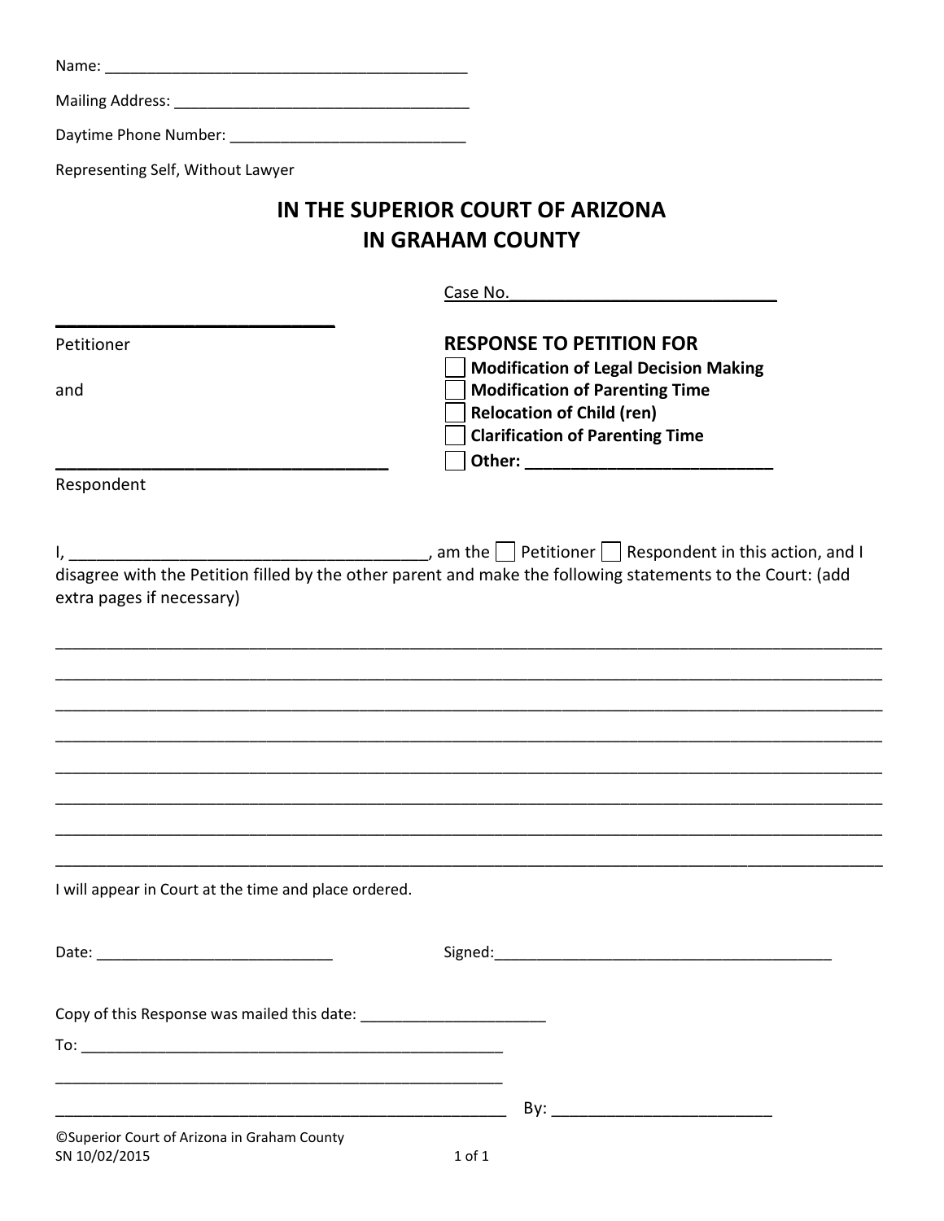Name: ___________________________________________

Mailing Address: ___________________________________

Daytime Phone Number: ____________________________

Representing Self, Without Lawyer

# IN THE SUPERIOR COURT OF ARIZONA
# IN GRAHAM COUNTY

Case No.____________________________

____________________________

Petitioner

and

___________________________________

Respondent

**RESPONSE TO PETITION FOR**

☐ **Modification of Legal Decision Making**

☐ **Modification of Parenting Time**

☐ **Relocation of Child (ren)**

☐ **Clarification of Parenting Time**

☐ **Other: ___________________________**

I, ________________________________________, am the ☐ Petitioner ☐ Respondent in this action, and I disagree with the Petition filled by the other parent and make the following statements to the Court: (add extra pages if necessary)

_____________________________________________________________________________________________

_____________________________________________________________________________________________

_____________________________________________________________________________________________

_____________________________________________________________________________________________

_____________________________________________________________________________________________

_____________________________________________________________________________________________

_____________________________________________________________________________________________

_____________________________________________________________________________________________

I will appear in Court at the time and place ordered.

Date: ____________________________ Signed:__________________________________________

Copy of this Response was mailed this date: ______________________

To: ___________________________________________________

_______________________________________________________

_______________________________________________________ By: _________________________

©Superior Court of Arizona in Graham County
SN 10/02/2015